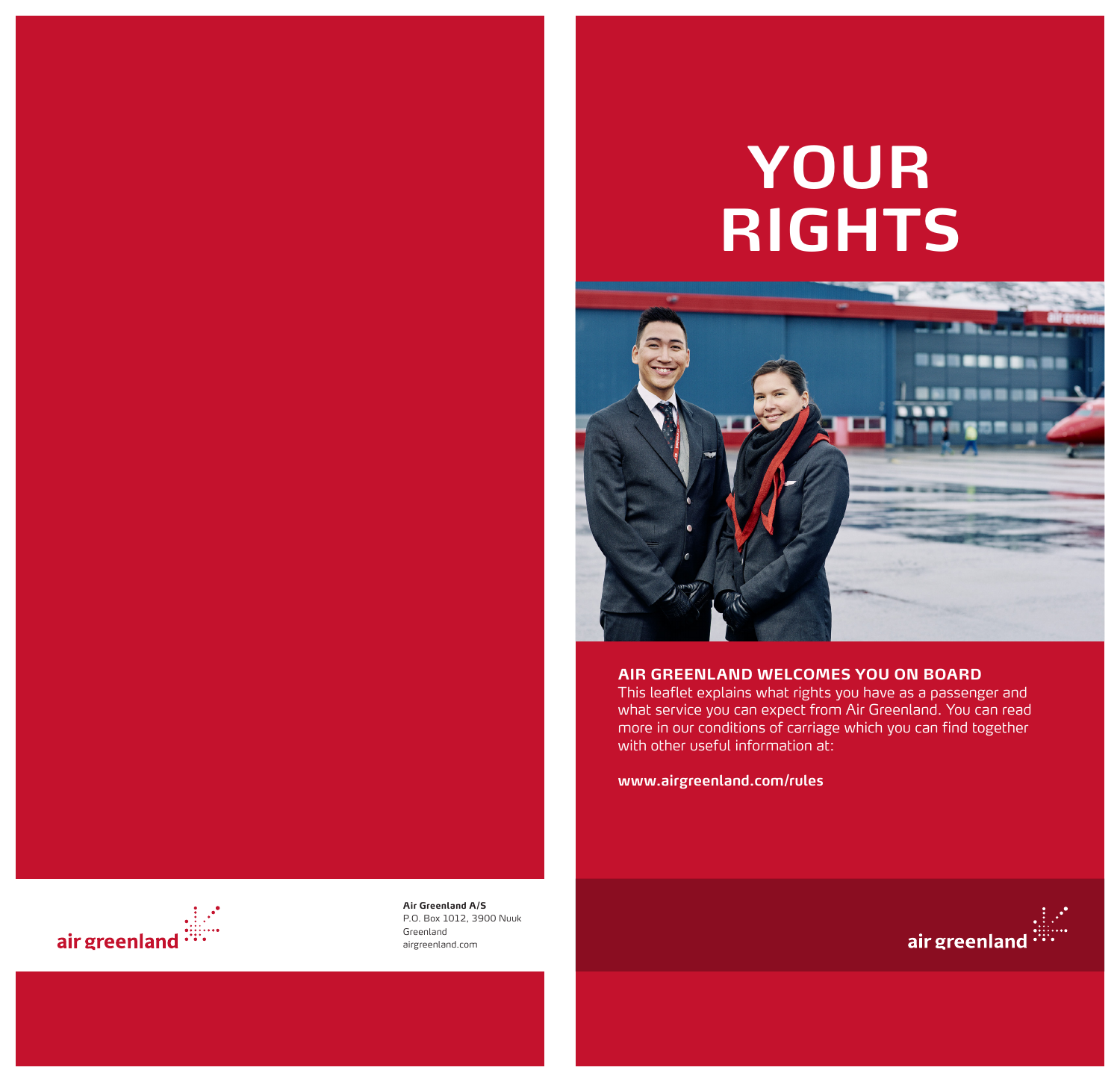air greenland

**Air Greenland A/S**
P.O. Box 1012, 3900 Nuuk
Greenland
airgreenland.com

# YOUR RIGHTS

## AIR GREENLAND WELCOMES YOU ON BOARD

This leaflet explains what rights you have as a passenger and what service you can expect from Air Greenland. You can read more in our conditions of carriage which you can find together with other useful information at:

**www.airgreenland.com/rules**

air greenland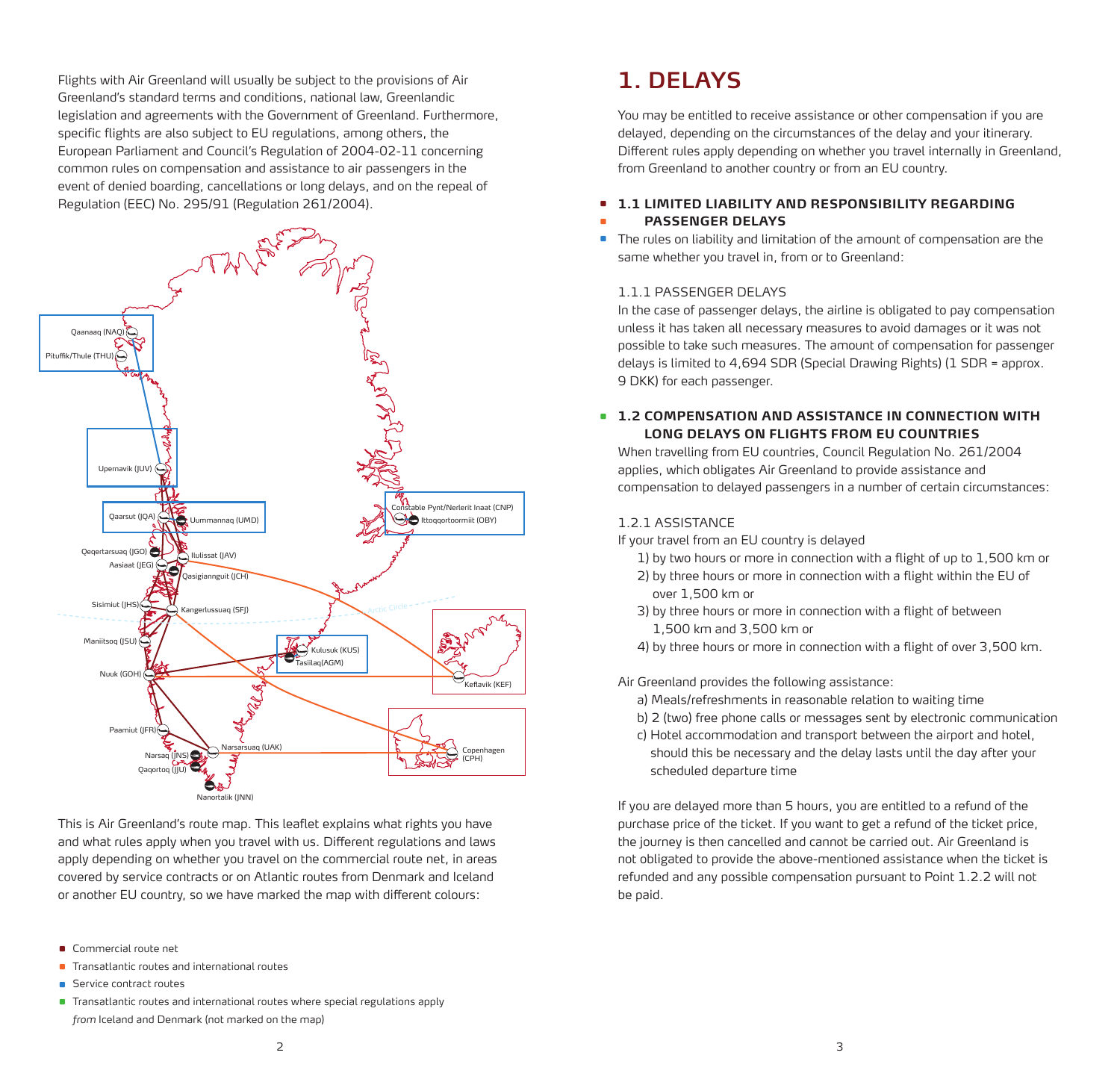Flights with Air Greenland will usually be subject to the provisions of Air Greenland's standard terms and conditions, national law, Greenlandic legislation and agreements with the Government of Greenland. Furthermore, specific flights are also subject to EU regulations, among others, the European Parliament and Council's Regulation of 2004-02-11 concerning common rules on compensation and assistance to air passengers in the event of denied boarding, cancellations or long delays, and on the repeal of Regulation (EEC) No. 295/91 (Regulation 261/2004).

This is Air Greenland's route map. This leaflet explains what rights you have and what rules apply when you travel with us. Different regulations and laws apply depending on whether you travel on the commercial route net, in areas covered by service contracts or on Atlantic routes from Denmark and Iceland or another EU country, so we have marked the map with different colours:

- Commercial route net
- Transatlantic routes and international routes
- Service contract routes
- Transatlantic routes and international routes where special regulations apply *from* Iceland and Denmark (not marked on the map)

# 1. DELAYS

You may be entitled to receive assistance or other compensation if you are delayed, depending on the circumstances of the delay and your itinerary. Different rules apply depending on whether you travel internally in Greenland, from Greenland to another country or from an EU country.

## 1.1 LIMITED LIABILITY AND RESPONSIBILITY REGARDING PASSENGER DELAYS

The rules on liability and limitation of the amount of compensation are the same whether you travel in, from or to Greenland:

### 1.1.1 PASSENGER DELAYS

In the case of passenger delays, the airline is obligated to pay compensation unless it has taken all necessary measures to avoid damages or it was not possible to take such measures. The amount of compensation for passenger delays is limited to 4,694 SDR (Special Drawing Rights) (1 SDR = approx. 9 DKK) for each passenger.

## 1.2 COMPENSATION AND ASSISTANCE IN CONNECTION WITH LONG DELAYS ON FLIGHTS FROM EU COUNTRIES

When travelling from EU countries, Council Regulation No. 261/2004 applies, which obligates Air Greenland to provide assistance and compensation to delayed passengers in a number of certain circumstances:

### 1.2.1 ASSISTANCE

If your travel from an EU country is delayed

1) by two hours or more in connection with a flight of up to 1,500 km or
2) by three hours or more in connection with a flight within the EU of over 1,500 km or
3) by three hours or more in connection with a flight of between 1,500 km and 3,500 km or
4) by three hours or more in connection with a flight of over 3,500 km.

Air Greenland provides the following assistance:

a) Meals/refreshments in reasonable relation to waiting time
b) 2 (two) free phone calls or messages sent by electronic communication
c) Hotel accommodation and transport between the airport and hotel, should this be necessary and the delay lasts until the day after your scheduled departure time

If you are delayed more than 5 hours, you are entitled to a refund of the purchase price of the ticket. If you want to get a refund of the ticket price, the journey is then cancelled and cannot be carried out. Air Greenland is not obligated to provide the above-mentioned assistance when the ticket is refunded and any possible compensation pursuant to Point 1.2.2 will not be paid.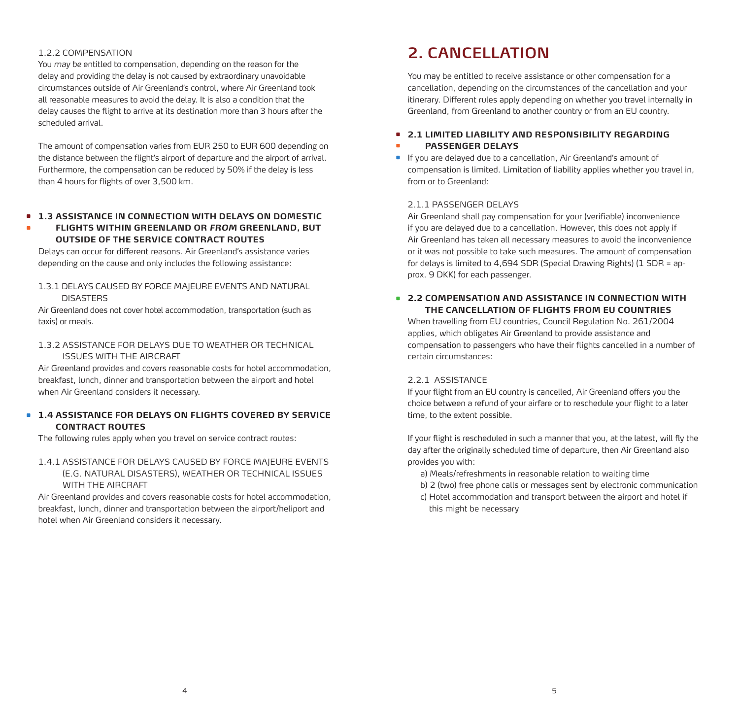#### 1.2.2 COMPENSATION

You *may be* entitled to compensation, depending on the reason for the delay and providing the delay is not caused by extraordinary unavoidable circumstances outside of Air Greenland's control, where Air Greenland took all reasonable measures to avoid the delay. It is also a condition that the delay causes the flight to arrive at its destination more than 3 hours after the scheduled arrival.

The amount of compensation varies from EUR 250 to EUR 600 depending on the distance between the flight's airport of departure and the airport of arrival. Furthermore, the compensation can be reduced by 50% if the delay is less than 4 hours for flights of over 3,500 km.

### 1.3 ASSISTANCE IN CONNECTION WITH DELAYS ON DOMESTIC FLIGHTS WITHIN GREENLAND OR *FROM* GREENLAND, BUT OUTSIDE OF THE SERVICE CONTRACT ROUTES

Delays can occur for different reasons. Air Greenland's assistance varies depending on the cause and only includes the following assistance:

#### 1.3.1 DELAYS CAUSED BY FORCE MAJEURE EVENTS AND NATURAL DISASTERS

Air Greenland does not cover hotel accommodation, transportation (such as taxis) or meals.

#### 1.3.2 ASSISTANCE FOR DELAYS DUE TO WEATHER OR TECHNICAL ISSUES WITH THE AIRCRAFT

Air Greenland provides and covers reasonable costs for hotel accommodation, breakfast, lunch, dinner and transportation between the airport and hotel when Air Greenland considers it necessary.

### 1.4 ASSISTANCE FOR DELAYS ON FLIGHTS COVERED BY SERVICE CONTRACT ROUTES

The following rules apply when you travel on service contract routes:

#### 1.4.1 ASSISTANCE FOR DELAYS CAUSED BY FORCE MAJEURE EVENTS (E.G. NATURAL DISASTERS), WEATHER OR TECHNICAL ISSUES WITH THE AIRCRAFT

Air Greenland provides and covers reasonable costs for hotel accommodation, breakfast, lunch, dinner and transportation between the airport/heliport and hotel when Air Greenland considers it necessary.

## 2. CANCELLATION

You may be entitled to receive assistance or other compensation for a cancellation, depending on the circumstances of the cancellation and your itinerary. Different rules apply depending on whether you travel internally in Greenland, from Greenland to another country or from an EU country.

### 2.1 LIMITED LIABILITY AND RESPONSIBILITY REGARDING PASSENGER DELAYS

If you are delayed due to a cancellation, Air Greenland's amount of compensation is limited. Limitation of liability applies whether you travel in, from or to Greenland:

#### 2.1.1 PASSENGER DELAYS

Air Greenland shall pay compensation for your (verifiable) inconvenience if you are delayed due to a cancellation. However, this does not apply if Air Greenland has taken all necessary measures to avoid the inconvenience or it was not possible to take such measures. The amount of compensation for delays is limited to 4,694 SDR (Special Drawing Rights) (1 SDR = approx. 9 DKK) for each passenger.

### 2.2 COMPENSATION AND ASSISTANCE IN CONNECTION WITH THE CANCELLATION OF FLIGHTS FROM EU COUNTRIES

When travelling from EU countries, Council Regulation No. 261/2004 applies, which obligates Air Greenland to provide assistance and compensation to passengers who have their flights cancelled in a number of certain circumstances:

#### 2.2.1 ASSISTANCE

If your flight from an EU country is cancelled, Air Greenland offers you the choice between a refund of your airfare or to reschedule your flight to a later time, to the extent possible.

If your flight is rescheduled in such a manner that you, at the latest, will fly the day after the originally scheduled time of departure, then Air Greenland also provides you with:

a) Meals/refreshments in reasonable relation to waiting time
b) 2 (two) free phone calls or messages sent by electronic communication
c) Hotel accommodation and transport between the airport and hotel if this might be necessary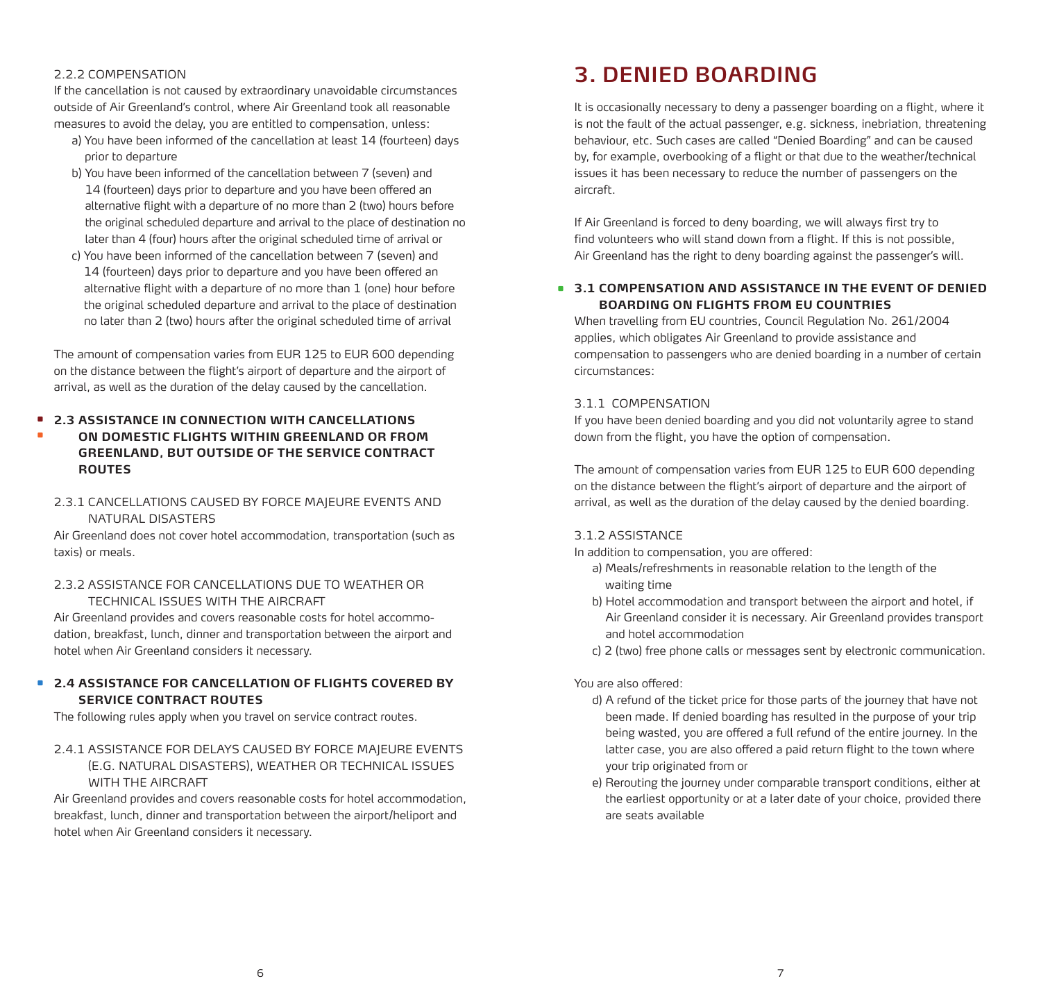#### 2.2.2 COMPENSATION

If the cancellation is not caused by extraordinary unavoidable circumstances outside of Air Greenland's control, where Air Greenland took all reasonable measures to avoid the delay, you are entitled to compensation, unless:

a) You have been informed of the cancellation at least 14 (fourteen) days prior to departure

b) You have been informed of the cancellation between 7 (seven) and 14 (fourteen) days prior to departure and you have been offered an alternative flight with a departure of no more than 2 (two) hours before the original scheduled departure and arrival to the place of destination no later than 4 (four) hours after the original scheduled time of arrival or

c) You have been informed of the cancellation between 7 (seven) and 14 (fourteen) days prior to departure and you have been offered an alternative flight with a departure of no more than 1 (one) hour before the original scheduled departure and arrival to the place of destination no later than 2 (two) hours after the original scheduled time of arrival

The amount of compensation varies from EUR 125 to EUR 600 depending on the distance between the flight's airport of departure and the airport of arrival, as well as the duration of the delay caused by the cancellation.

### 2.3 ASSISTANCE IN CONNECTION WITH CANCELLATIONS ON DOMESTIC FLIGHTS WITHIN GREENLAND OR FROM GREENLAND, BUT OUTSIDE OF THE SERVICE CONTRACT ROUTES

#### 2.3.1 CANCELLATIONS CAUSED BY FORCE MAJEURE EVENTS AND NATURAL DISASTERS

Air Greenland does not cover hotel accommodation, transportation (such as taxis) or meals.

#### 2.3.2 ASSISTANCE FOR CANCELLATIONS DUE TO WEATHER OR TECHNICAL ISSUES WITH THE AIRCRAFT

Air Greenland provides and covers reasonable costs for hotel accommodation, breakfast, lunch, dinner and transportation between the airport and hotel when Air Greenland considers it necessary.

### 2.4 ASSISTANCE FOR CANCELLATION OF FLIGHTS COVERED BY SERVICE CONTRACT ROUTES

The following rules apply when you travel on service contract routes.

#### 2.4.1 ASSISTANCE FOR DELAYS CAUSED BY FORCE MAJEURE EVENTS (E.G. NATURAL DISASTERS), WEATHER OR TECHNICAL ISSUES WITH THE AIRCRAFT

Air Greenland provides and covers reasonable costs for hotel accommodation, breakfast, lunch, dinner and transportation between the airport/heliport and hotel when Air Greenland considers it necessary.

## 3. DENIED BOARDING

It is occasionally necessary to deny a passenger boarding on a flight, where it is not the fault of the actual passenger, e.g. sickness, inebriation, threatening behaviour, etc. Such cases are called "Denied Boarding" and can be caused by, for example, overbooking of a flight or that due to the weather/technical issues it has been necessary to reduce the number of passengers on the aircraft.

If Air Greenland is forced to deny boarding, we will always first try to find volunteers who will stand down from a flight. If this is not possible, Air Greenland has the right to deny boarding against the passenger's will.

### 3.1 COMPENSATION AND ASSISTANCE IN THE EVENT OF DENIED BOARDING ON FLIGHTS FROM EU COUNTRIES

When travelling from EU countries, Council Regulation No. 261/2004 applies, which obligates Air Greenland to provide assistance and compensation to passengers who are denied boarding in a number of certain circumstances:

#### 3.1.1 COMPENSATION

If you have been denied boarding and you did not voluntarily agree to stand down from the flight, you have the option of compensation.

The amount of compensation varies from EUR 125 to EUR 600 depending on the distance between the flight's airport of departure and the airport of arrival, as well as the duration of the delay caused by the denied boarding.

#### 3.1.2 ASSISTANCE

In addition to compensation, you are offered:

a) Meals/refreshments in reasonable relation to the length of the waiting time

b) Hotel accommodation and transport between the airport and hotel, if Air Greenland consider it is necessary. Air Greenland provides transport and hotel accommodation

c) 2 (two) free phone calls or messages sent by electronic communication.

You are also offered:

d) A refund of the ticket price for those parts of the journey that have not been made. If denied boarding has resulted in the purpose of your trip being wasted, you are offered a full refund of the entire journey. In the latter case, you are also offered a paid return flight to the town where your trip originated from or

e) Rerouting the journey under comparable transport conditions, either at the earliest opportunity or at a later date of your choice, provided there are seats available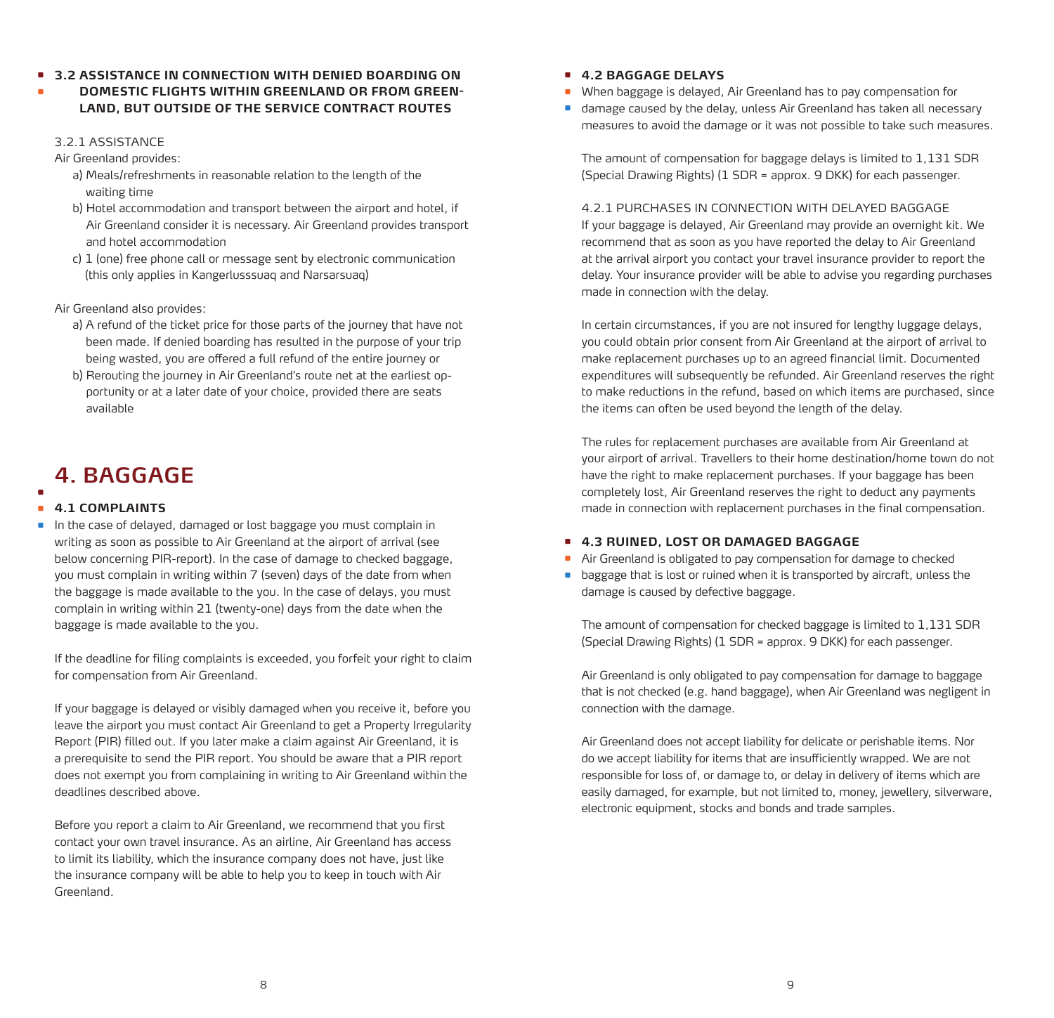### 3.2 ASSISTANCE IN CONNECTION WITH DENIED BOARDING ON DOMESTIC FLIGHTS WITHIN GREENLAND OR FROM GREENLAND, BUT OUTSIDE OF THE SERVICE CONTRACT ROUTES

3.2.1 ASSISTANCE

Air Greenland provides:

a) Meals/refreshments in reasonable relation to the length of the waiting time

b) Hotel accommodation and transport between the airport and hotel, if Air Greenland consider it is necessary. Air Greenland provides transport and hotel accommodation

c) 1 (one) free phone call or message sent by electronic communication (this only applies in Kangerlusssuaq and Narsarsuaq)

Air Greenland also provides:

a) A refund of the ticket price for those parts of the journey that have not been made. If denied boarding has resulted in the purpose of your trip being wasted, you are offered a full refund of the entire journey or

b) Rerouting the journey in Air Greenland's route net at the earliest opportunity or at a later date of your choice, provided there are seats available

# 4. BAGGAGE

### 4.1 COMPLAINTS

In the case of delayed, damaged or lost baggage you must complain in writing as soon as possible to Air Greenland at the airport of arrival (see below concerning PIR-report). In the case of damage to checked baggage, you must complain in writing within 7 (seven) days of the date from when the baggage is made available to the you. In the case of delays, you must complain in writing within 21 (twenty-one) days from the date when the baggage is made available to the you.

If the deadline for filing complaints is exceeded, you forfeit your right to claim for compensation from Air Greenland.

If your baggage is delayed or visibly damaged when you receive it, before you leave the airport you must contact Air Greenland to get a Property Irregularity Report (PIR) filled out. If you later make a claim against Air Greenland, it is a prerequisite to send the PIR report. You should be aware that a PIR report does not exempt you from complaining in writing to Air Greenland within the deadlines described above.

Before you report a claim to Air Greenland, we recommend that you first contact your own travel insurance. As an airline, Air Greenland has access to limit its liability, which the insurance company does not have, just like the insurance company will be able to help you to keep in touch with Air Greenland.

### 4.2 BAGGAGE DELAYS

When baggage is delayed, Air Greenland has to pay compensation for damage caused by the delay, unless Air Greenland has taken all necessary measures to avoid the damage or it was not possible to take such measures.

The amount of compensation for baggage delays is limited to 1,131 SDR (Special Drawing Rights) (1 SDR = approx. 9 DKK) for each passenger.

4.2.1 PURCHASES IN CONNECTION WITH DELAYED BAGGAGE

If your baggage is delayed, Air Greenland may provide an overnight kit. We recommend that as soon as you have reported the delay to Air Greenland at the arrival airport you contact your travel insurance provider to report the delay. Your insurance provider will be able to advise you regarding purchases made in connection with the delay.

In certain circumstances, if you are not insured for lengthy luggage delays, you could obtain prior consent from Air Greenland at the airport of arrival to make replacement purchases up to an agreed financial limit. Documented expenditures will subsequently be refunded. Air Greenland reserves the right to make reductions in the refund, based on which items are purchased, since the items can often be used beyond the length of the delay.

The rules for replacement purchases are available from Air Greenland at your airport of arrival. Travellers to their home destination/home town do not have the right to make replacement purchases. If your baggage has been completely lost, Air Greenland reserves the right to deduct any payments made in connection with replacement purchases in the final compensation.

### 4.3 RUINED, LOST OR DAMAGED BAGGAGE

Air Greenland is obligated to pay compensation for damage to checked baggage that is lost or ruined when it is transported by aircraft, unless the damage is caused by defective baggage.

The amount of compensation for checked baggage is limited to 1,131 SDR (Special Drawing Rights) (1 SDR = approx. 9 DKK) for each passenger.

Air Greenland is only obligated to pay compensation for damage to baggage that is not checked (e.g. hand baggage), when Air Greenland was negligent in connection with the damage.

Air Greenland does not accept liability for delicate or perishable items. Nor do we accept liability for items that are insufficiently wrapped. We are not responsible for loss of, or damage to, or delay in delivery of items which are easily damaged, for example, but not limited to, money, jewellery, silverware, electronic equipment, stocks and bonds and trade samples.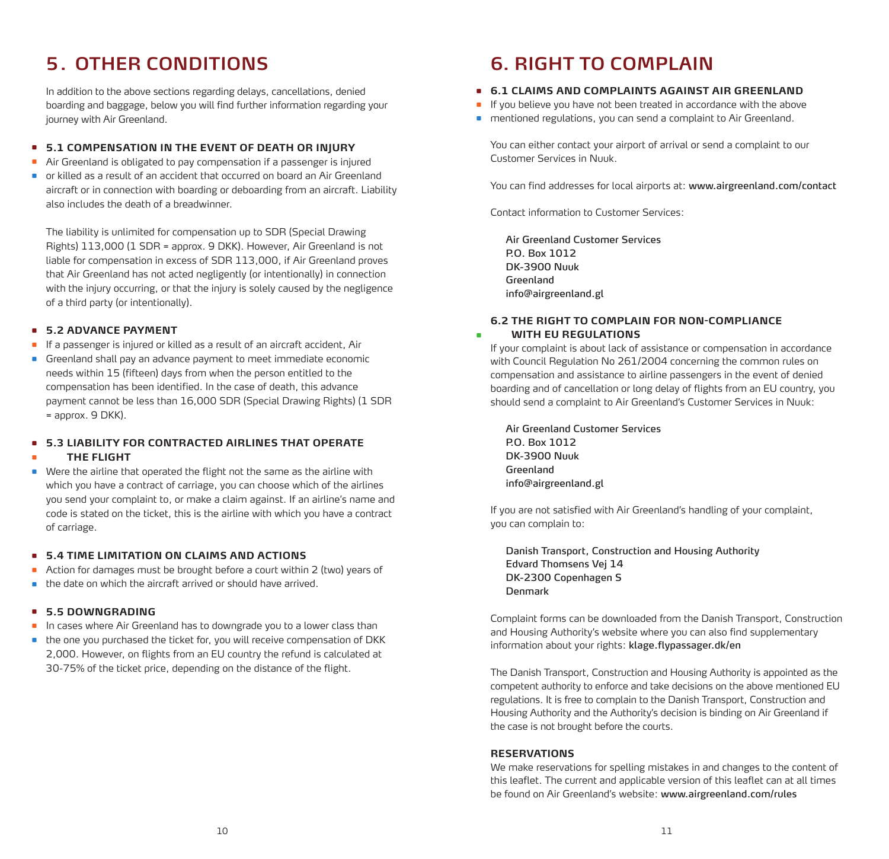# 5. OTHER CONDITIONS

In addition to the above sections regarding delays, cancellations, denied boarding and baggage, below you will find further information regarding your journey with Air Greenland.

### 5.1 COMPENSATION IN THE EVENT OF DEATH OR INJURY

Air Greenland is obligated to pay compensation if a passenger is injured or killed as a result of an accident that occurred on board an Air Greenland aircraft or in connection with boarding or deboarding from an aircraft. Liability also includes the death of a breadwinner.

The liability is unlimited for compensation up to SDR (Special Drawing Rights) 113,000 (1 SDR = approx. 9 DKK). However, Air Greenland is not liable for compensation in excess of SDR 113,000, if Air Greenland proves that Air Greenland has not acted negligently (or intentionally) in connection with the injury occurring, or that the injury is solely caused by the negligence of a third party (or intentionally).

### 5.2 ADVANCE PAYMENT

If a passenger is injured or killed as a result of an aircraft accident, Air Greenland shall pay an advance payment to meet immediate economic needs within 15 (fifteen) days from when the person entitled to the compensation has been identified. In the case of death, this advance payment cannot be less than 16,000 SDR (Special Drawing Rights) (1 SDR = approx. 9 DKK).

### 5.3 LIABILITY FOR CONTRACTED AIRLINES THAT OPERATE THE FLIGHT

Were the airline that operated the flight not the same as the airline with which you have a contract of carriage, you can choose which of the airlines you send your complaint to, or make a claim against. If an airline's name and code is stated on the ticket, this is the airline with which you have a contract of carriage.

### 5.4 TIME LIMITATION ON CLAIMS AND ACTIONS

Action for damages must be brought before a court within 2 (two) years of the date on which the aircraft arrived or should have arrived.

### 5.5 DOWNGRADING

In cases where Air Greenland has to downgrade you to a lower class than the one you purchased the ticket for, you will receive compensation of DKK 2,000. However, on flights from an EU country the refund is calculated at 30-75% of the ticket price, depending on the distance of the flight.

# 6. RIGHT TO COMPLAIN

### 6.1 CLAIMS AND COMPLAINTS AGAINST AIR GREENLAND

If you believe you have not been treated in accordance with the above mentioned regulations, you can send a complaint to Air Greenland.

You can either contact your airport of arrival or send a complaint to our Customer Services in Nuuk.

You can find addresses for local airports at: **www.airgreenland.com/contact**

Contact information to Customer Services:

**Air Greenland Customer Services**
**P.O. Box 1012**
**DK-3900 Nuuk**
**Greenland**
**info@airgreenland.gl**

### 6.2 THE RIGHT TO COMPLAIN FOR NON-COMPLIANCE WITH EU REGULATIONS

If your complaint is about lack of assistance or compensation in accordance with Council Regulation No 261/2004 concerning the common rules on compensation and assistance to airline passengers in the event of denied boarding and of cancellation or long delay of flights from an EU country, you should send a complaint to Air Greenland's Customer Services in Nuuk:

**Air Greenland Customer Services**
**P.O. Box 1012**
**DK-3900 Nuuk**
**Greenland**
**info@airgreenland.gl**

If you are not satisfied with Air Greenland's handling of your complaint, you can complain to:

**Danish Transport, Construction and Housing Authority**
**Edvard Thomsens Vej 14**
**DK-2300 Copenhagen S**
**Denmark**

Complaint forms can be downloaded from the Danish Transport, Construction and Housing Authority's website where you can also find supplementary information about your rights: **klage.flypassager.dk/en**

The Danish Transport, Construction and Housing Authority is appointed as the competent authority to enforce and take decisions on the above mentioned EU regulations. It is free to complain to the Danish Transport, Construction and Housing Authority and the Authority's decision is binding on Air Greenland if the case is not brought before the courts.

### RESERVATIONS

We make reservations for spelling mistakes in and changes to the content of this leaflet. The current and applicable version of this leaflet can at all times be found on Air Greenland's website: **www.airgreenland.com/rules**